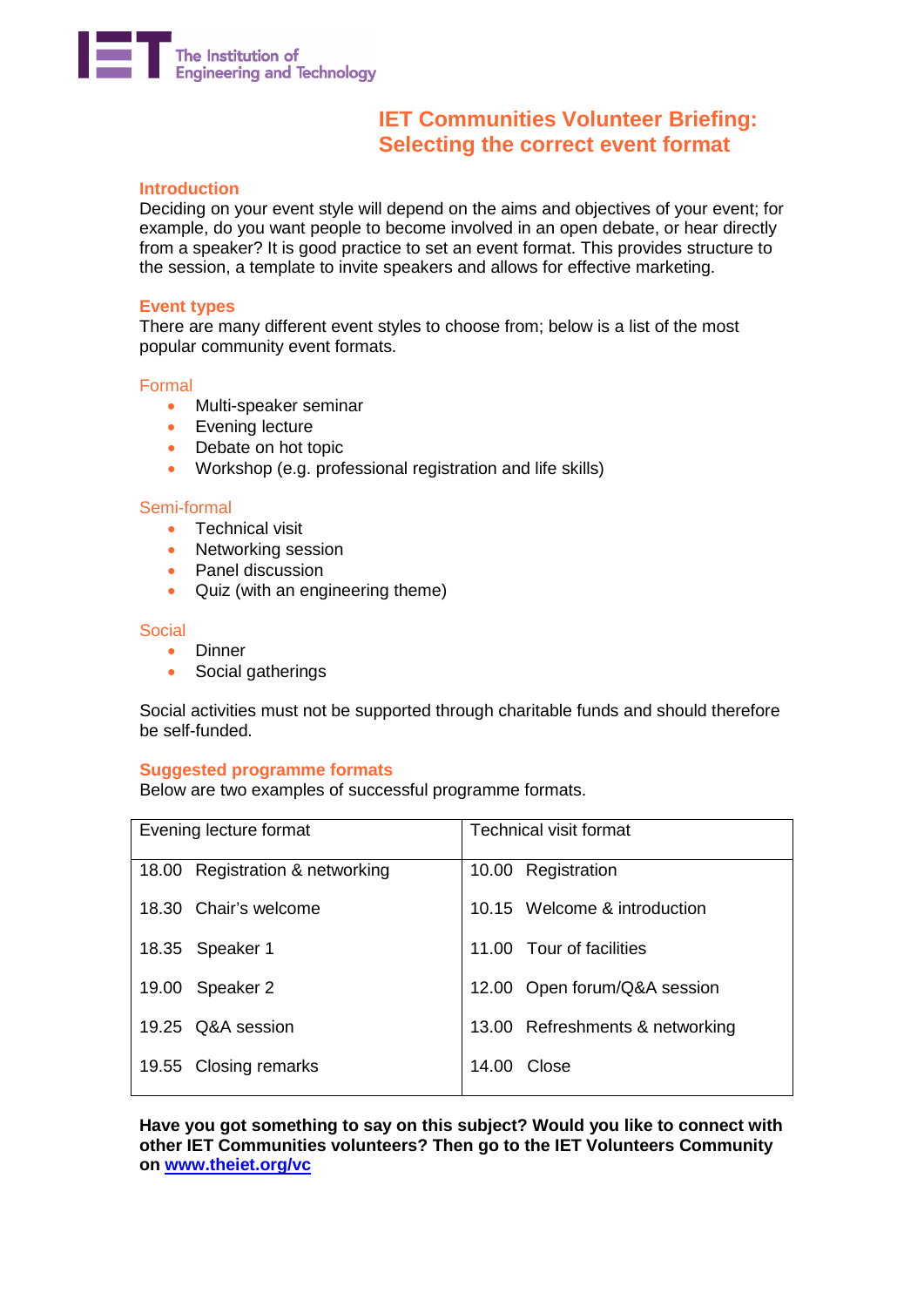The Institution of Engineering and Technology

# IET Communities Volunteer Briefing: Selecting the correct event format

## Introduction

Deciding on your event style will depend on the aims and objectives of your event; for example, do you want people to become involved in an open debate, or hear directly from a speaker? It is good practice to set an event format. This provides structure to the session, a template to invite speakers and allows for effective marketing.

## Event types

There are many different event styles to choose from; below is a list of the most popular community event formats.

### Formal

- Multi-speaker seminar
- Evening lecture
- Debate on hot topic
- Workshop (e.g. professional registration and life skills)

### Semi-formal

- Technical visit
- Networking session
- Panel discussion
- Quiz (with an engineering theme)

### Social

- Dinner
- Social gatherings

Social activities must not be supported through charitable funds and should therefore be self-funded.

## Suggested programme formats

Below are two examples of successful programme formats.

| Evening lecture format | Technical visit format |
|---|---|
| 18.00 Registration & networking | 10.00 Registration |
| 18.30 Chair's welcome | 10.15 Welcome & introduction |
| 18.35 Speaker 1 | 11.00 Tour of facilities |
| 19.00 Speaker 2 | 12.00 Open forum/Q&A session |
| 19.25 Q&A session | 13.00 Refreshments & networking |
| 19.55 Closing remarks | 14.00 Close |

**Have you got something to say on this subject? Would you like to connect with other IET Communities volunteers? Then go to the IET Volunteers Community on [www.theiet.org/vc](www.theiet.org/vc)**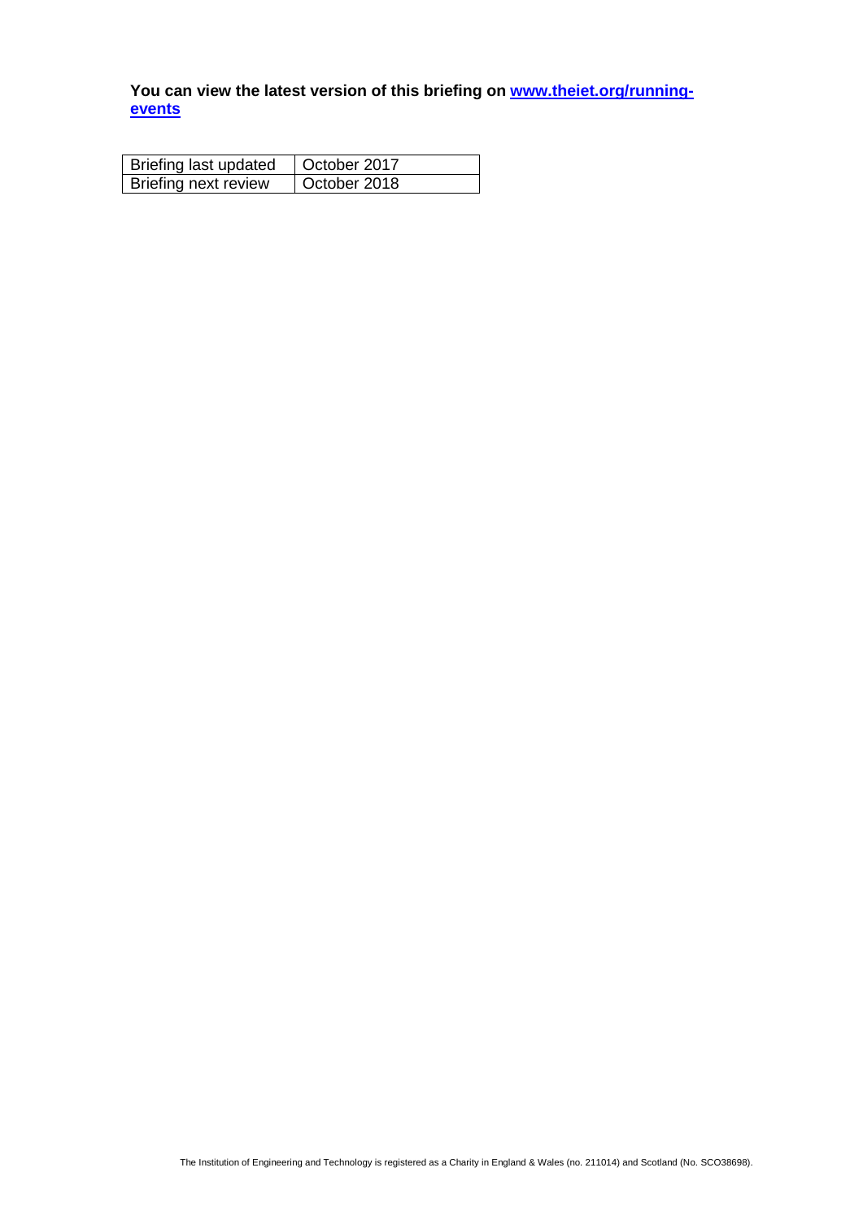**You can view the latest version of this briefing on [www.theiet.org/running-events](www.theiet.org/running-events)**

| | |
|---|---|
| Briefing last updated | October 2017 |
| Briefing next review | October 2018 |

The Institution of Engineering and Technology is registered as a Charity in England & Wales (no. 211014) and Scotland (No. SCO38698).